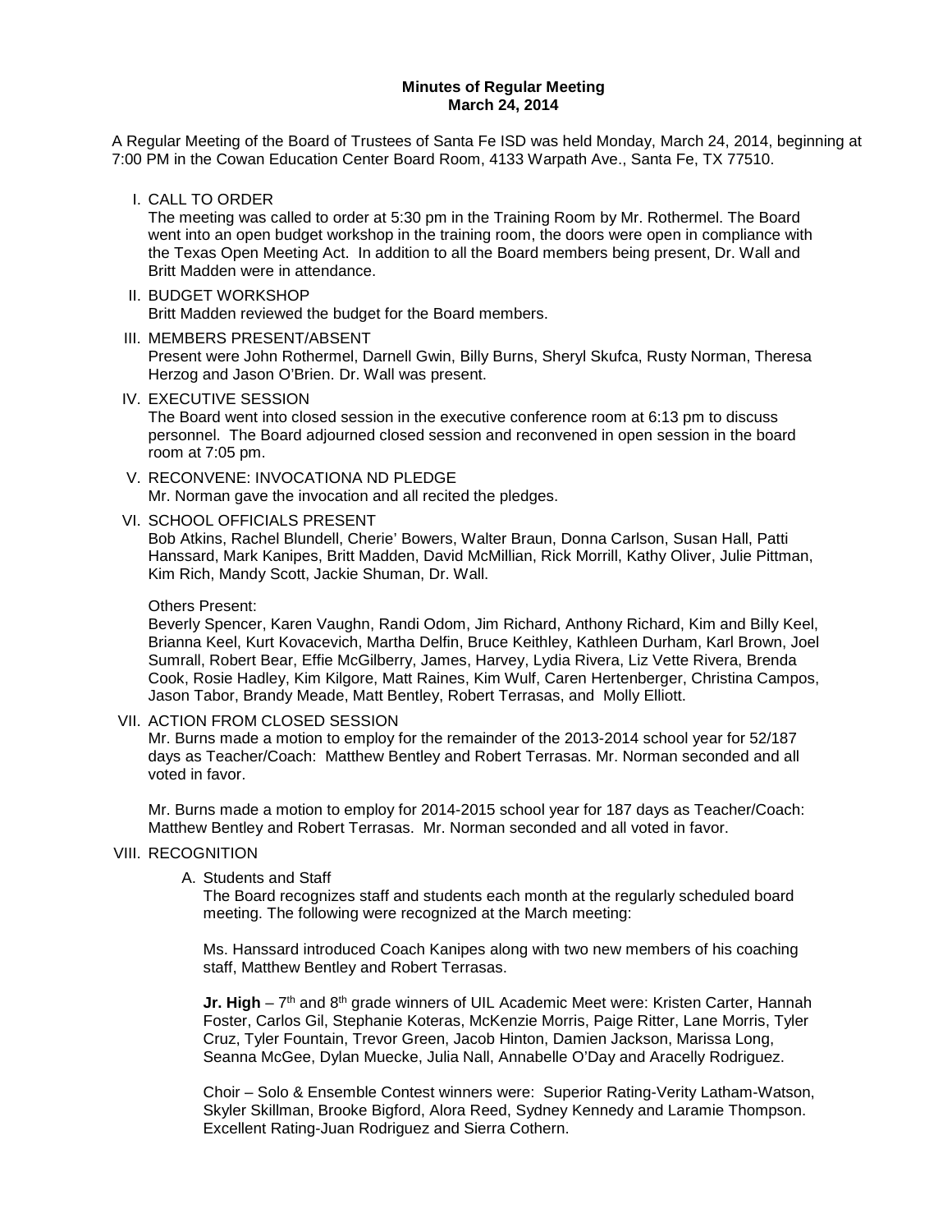**Minutes of Regular Meeting**
**March 24, 2014**

A Regular Meeting of the Board of Trustees of Santa Fe ISD was held Monday, March 24, 2014, beginning at 7:00 PM in the Cowan Education Center Board Room, 4133 Warpath Ave., Santa Fe, TX 77510.

I. CALL TO ORDER
The meeting was called to order at 5:30 pm in the Training Room by Mr. Rothermel. The Board went into an open budget workshop in the training room, the doors were open in compliance with the Texas Open Meeting Act. In addition to all the Board members being present, Dr. Wall and Britt Madden were in attendance.

II. BUDGET WORKSHOP
Britt Madden reviewed the budget for the Board members.

III. MEMBERS PRESENT/ABSENT
Present were John Rothermel, Darnell Gwin, Billy Burns, Sheryl Skufca, Rusty Norman, Theresa Herzog and Jason O'Brien. Dr. Wall was present.

IV. EXECUTIVE SESSION
The Board went into closed session in the executive conference room at 6:13 pm to discuss personnel. The Board adjourned closed session and reconvened in open session in the board room at 7:05 pm.

V. RECONVENE: INVOCATIONA ND PLEDGE
Mr. Norman gave the invocation and all recited the pledges.

VI. SCHOOL OFFICIALS PRESENT
Bob Atkins, Rachel Blundell, Cherie' Bowers, Walter Braun, Donna Carlson, Susan Hall, Patti Hanssard, Mark Kanipes, Britt Madden, David McMillian, Rick Morrill, Kathy Oliver, Julie Pittman, Kim Rich, Mandy Scott, Jackie Shuman, Dr. Wall.

Others Present:
Beverly Spencer, Karen Vaughn, Randi Odom, Jim Richard, Anthony Richard, Kim and Billy Keel, Brianna Keel, Kurt Kovacevich, Martha Delfin, Bruce Keithley, Kathleen Durham, Karl Brown, Joel Sumrall, Robert Bear, Effie McGilberry, James, Harvey, Lydia Rivera, Liz Vette Rivera, Brenda Cook, Rosie Hadley, Kim Kilgore, Matt Raines, Kim Wulf, Caren Hertenberger, Christina Campos, Jason Tabor, Brandy Meade, Matt Bentley, Robert Terrasas, and Molly Elliott.

VII. ACTION FROM CLOSED SESSION
Mr. Burns made a motion to employ for the remainder of the 2013-2014 school year for 52/187 days as Teacher/Coach: Matthew Bentley and Robert Terrasas. Mr. Norman seconded and all voted in favor.

Mr. Burns made a motion to employ for 2014-2015 school year for 187 days as Teacher/Coach: Matthew Bentley and Robert Terrasas. Mr. Norman seconded and all voted in favor.

VIII. RECOGNITION

A. Students and Staff
The Board recognizes staff and students each month at the regularly scheduled board meeting. The following were recognized at the March meeting:

Ms. Hanssard introduced Coach Kanipes along with two new members of his coaching staff, Matthew Bentley and Robert Terrasas.

**Jr. High** – 7th and 8th grade winners of UIL Academic Meet were: Kristen Carter, Hannah Foster, Carlos Gil, Stephanie Koteras, McKenzie Morris, Paige Ritter, Lane Morris, Tyler Cruz, Tyler Fountain, Trevor Green, Jacob Hinton, Damien Jackson, Marissa Long, Seanna McGee, Dylan Muecke, Julia Nall, Annabelle O'Day and Aracelly Rodriguez.

Choir – Solo & Ensemble Contest winners were: Superior Rating-Verity Latham-Watson, Skyler Skillman, Brooke Bigford, Alora Reed, Sydney Kennedy and Laramie Thompson. Excellent Rating-Juan Rodriguez and Sierra Cothern.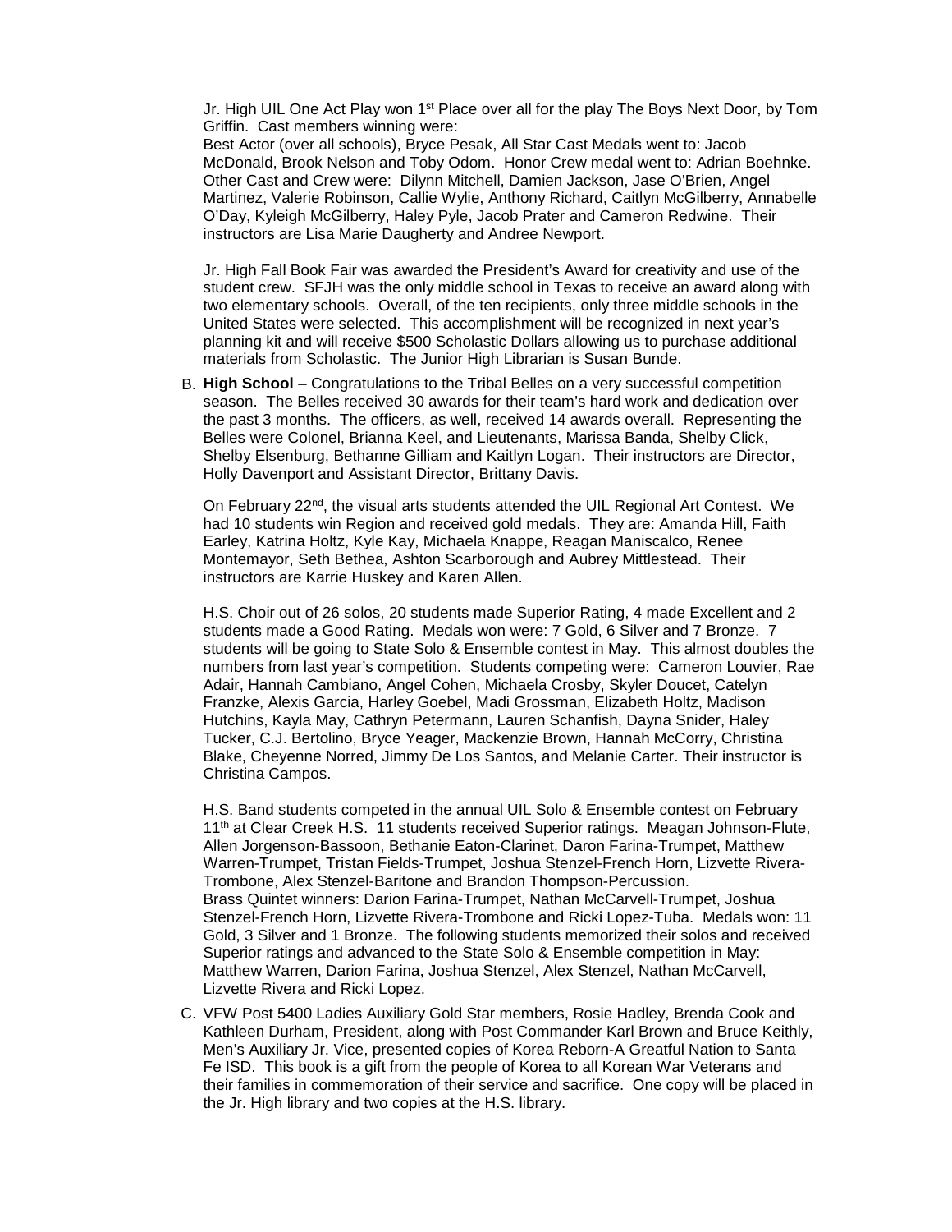Jr. High UIL One Act Play won 1st Place over all for the play The Boys Next Door, by Tom Griffin. Cast members winning were:
Best Actor (over all schools), Bryce Pesak, All Star Cast Medals went to: Jacob McDonald, Brook Nelson and Toby Odom. Honor Crew medal went to: Adrian Boehnke. Other Cast and Crew were: Dilynn Mitchell, Damien Jackson, Jase O'Brien, Angel Martinez, Valerie Robinson, Callie Wylie, Anthony Richard, Caitlyn McGilberry, Annabelle O'Day, Kyleigh McGilberry, Haley Pyle, Jacob Prater and Cameron Redwine. Their instructors are Lisa Marie Daugherty and Andree Newport.

Jr. High Fall Book Fair was awarded the President's Award for creativity and use of the student crew. SFJH was the only middle school in Texas to receive an award along with two elementary schools. Overall, of the ten recipients, only three middle schools in the United States were selected. This accomplishment will be recognized in next year's planning kit and will receive $500 Scholastic Dollars allowing us to purchase additional materials from Scholastic. The Junior High Librarian is Susan Bunde.

B. **High School** – Congratulations to the Tribal Belles on a very successful competition season. The Belles received 30 awards for their team's hard work and dedication over the past 3 months. The officers, as well, received 14 awards overall. Representing the Belles were Colonel, Brianna Keel, and Lieutenants, Marissa Banda, Shelby Click, Shelby Elsenburg, Bethanne Gilliam and Kaitlyn Logan. Their instructors are Director, Holly Davenport and Assistant Director, Brittany Davis.

On February 22nd, the visual arts students attended the UIL Regional Art Contest. We had 10 students win Region and received gold medals. They are: Amanda Hill, Faith Earley, Katrina Holtz, Kyle Kay, Michaela Knappe, Reagan Maniscalco, Renee Montemayor, Seth Bethea, Ashton Scarborough and Aubrey Mittlestead. Their instructors are Karrie Huskey and Karen Allen.

H.S. Choir out of 26 solos, 20 students made Superior Rating, 4 made Excellent and 2 students made a Good Rating. Medals won were: 7 Gold, 6 Silver and 7 Bronze. 7 students will be going to State Solo & Ensemble contest in May. This almost doubles the numbers from last year's competition. Students competing were: Cameron Louvier, Rae Adair, Hannah Cambiano, Angel Cohen, Michaela Crosby, Skyler Doucet, Catelyn Franzke, Alexis Garcia, Harley Goebel, Madi Grossman, Elizabeth Holtz, Madison Hutchins, Kayla May, Cathryn Petermann, Lauren Schanfish, Dayna Snider, Haley Tucker, C.J. Bertolino, Bryce Yeager, Mackenzie Brown, Hannah McCorry, Christina Blake, Cheyenne Norred, Jimmy De Los Santos, and Melanie Carter. Their instructor is Christina Campos.

H.S. Band students competed in the annual UIL Solo & Ensemble contest on February 11th at Clear Creek H.S. 11 students received Superior ratings. Meagan Johnson-Flute, Allen Jorgenson-Bassoon, Bethanie Eaton-Clarinet, Daron Farina-Trumpet, Matthew Warren-Trumpet, Tristan Fields-Trumpet, Joshua Stenzel-French Horn, Lizvette Rivera-Trombone, Alex Stenzel-Baritone and Brandon Thompson-Percussion.
Brass Quintet winners: Darion Farina-Trumpet, Nathan McCarvell-Trumpet, Joshua Stenzel-French Horn, Lizvette Rivera-Trombone and Ricki Lopez-Tuba. Medals won: 11 Gold, 3 Silver and 1 Bronze. The following students memorized their solos and received Superior ratings and advanced to the State Solo & Ensemble competition in May: Matthew Warren, Darion Farina, Joshua Stenzel, Alex Stenzel, Nathan McCarvell, Lizvette Rivera and Ricki Lopez.

C. VFW Post 5400 Ladies Auxiliary Gold Star members, Rosie Hadley, Brenda Cook and Kathleen Durham, President, along with Post Commander Karl Brown and Bruce Keithly, Men's Auxiliary Jr. Vice, presented copies of Korea Reborn-A Greatful Nation to Santa Fe ISD. This book is a gift from the people of Korea to all Korean War Veterans and their families in commemoration of their service and sacrifice. One copy will be placed in the Jr. High library and two copies at the H.S. library.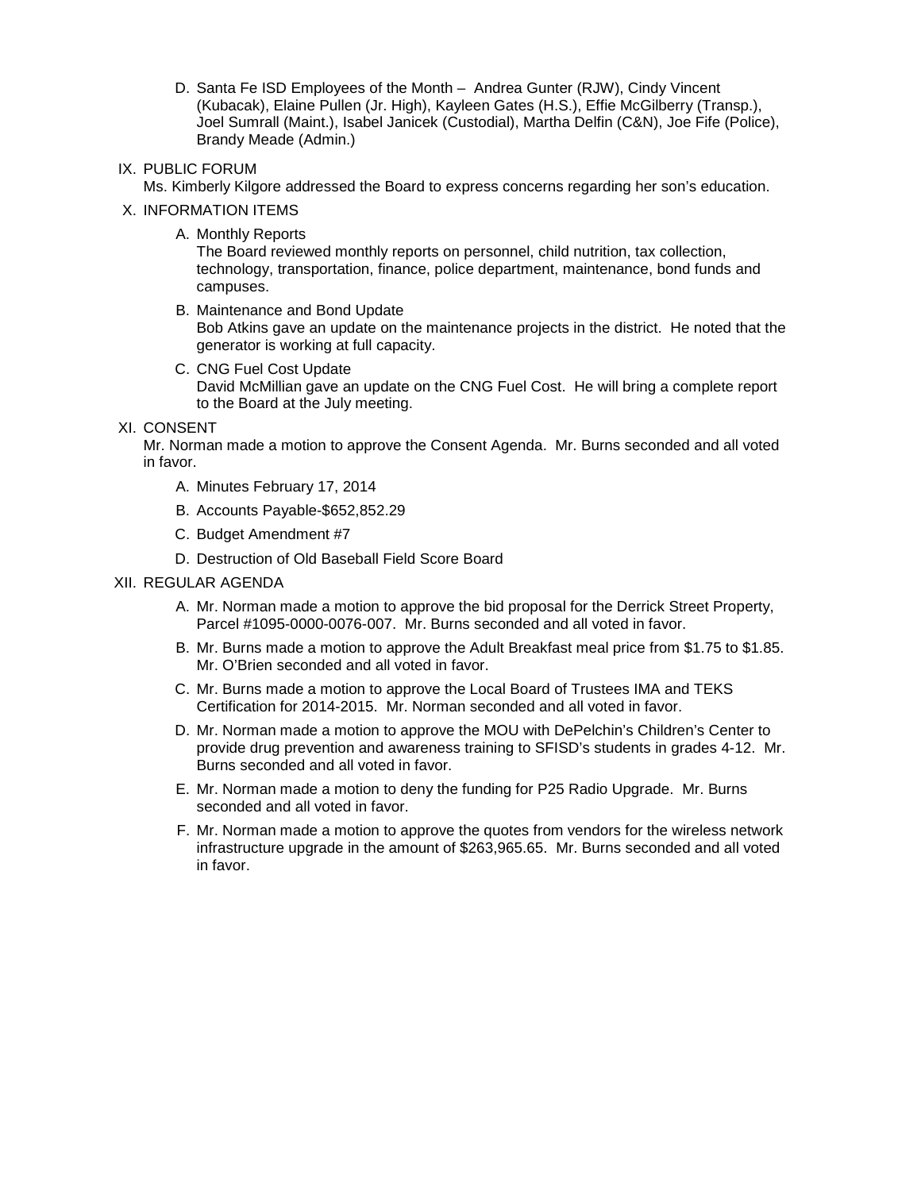D. Santa Fe ISD Employees of the Month – Andrea Gunter (RJW), Cindy Vincent (Kubacak), Elaine Pullen (Jr. High), Kayleen Gates (H.S.), Effie McGilberry (Transp.), Joel Sumrall (Maint.), Isabel Janicek (Custodial), Martha Delfin (C&N), Joe Fife (Police), Brandy Meade (Admin.)

IX. PUBLIC FORUM

Ms. Kimberly Kilgore addressed the Board to express concerns regarding her son's education.

X. INFORMATION ITEMS

A. Monthly Reports
The Board reviewed monthly reports on personnel, child nutrition, tax collection, technology, transportation, finance, police department, maintenance, bond funds and campuses.

B. Maintenance and Bond Update
Bob Atkins gave an update on the maintenance projects in the district. He noted that the generator is working at full capacity.

C. CNG Fuel Cost Update
David McMillian gave an update on the CNG Fuel Cost. He will bring a complete report to the Board at the July meeting.

XI. CONSENT

Mr. Norman made a motion to approve the Consent Agenda. Mr. Burns seconded and all voted in favor.

A. Minutes February 17, 2014

B. Accounts Payable-$652,852.29

C. Budget Amendment #7

D. Destruction of Old Baseball Field Score Board

XII. REGULAR AGENDA

A. Mr. Norman made a motion to approve the bid proposal for the Derrick Street Property, Parcel #1095-0000-0076-007. Mr. Burns seconded and all voted in favor.

B. Mr. Burns made a motion to approve the Adult Breakfast meal price from $1.75 to $1.85. Mr. O'Brien seconded and all voted in favor.

C. Mr. Burns made a motion to approve the Local Board of Trustees IMA and TEKS Certification for 2014-2015. Mr. Norman seconded and all voted in favor.

D. Mr. Norman made a motion to approve the MOU with DePelchin's Children's Center to provide drug prevention and awareness training to SFISD's students in grades 4-12. Mr. Burns seconded and all voted in favor.

E. Mr. Norman made a motion to deny the funding for P25 Radio Upgrade. Mr. Burns seconded and all voted in favor.

F. Mr. Norman made a motion to approve the quotes from vendors for the wireless network infrastructure upgrade in the amount of $263,965.65. Mr. Burns seconded and all voted in favor.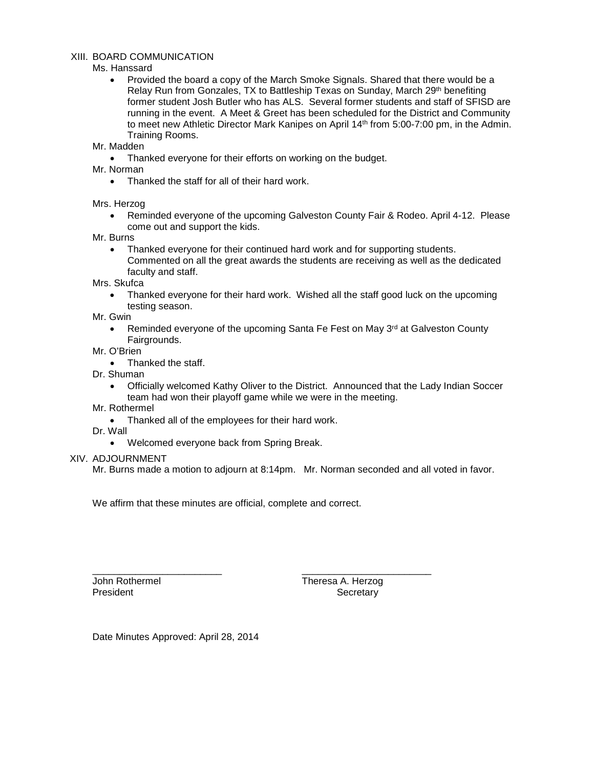## XIII. BOARD COMMUNICATION

Ms. Hanssard

- Provided the board a copy of the March Smoke Signals. Shared that there would be a Relay Run from Gonzales, TX to Battleship Texas on Sunday, March 29th benefiting former student Josh Butler who has ALS. Several former students and staff of SFISD are running in the event. A Meet & Greet has been scheduled for the District and Community to meet new Athletic Director Mark Kanipes on April 14th from 5:00-7:00 pm, in the Admin. Training Rooms.

Mr. Madden

- Thanked everyone for their efforts on working on the budget.

Mr. Norman

- Thanked the staff for all of their hard work.

Mrs. Herzog

- Reminded everyone of the upcoming Galveston County Fair & Rodeo. April 4-12. Please come out and support the kids.

Mr. Burns

- Thanked everyone for their continued hard work and for supporting students. Commented on all the great awards the students are receiving as well as the dedicated faculty and staff.

Mrs. Skufca

- Thanked everyone for their hard work. Wished all the staff good luck on the upcoming testing season.

Mr. Gwin

- Reminded everyone of the upcoming Santa Fe Fest on May 3rd at Galveston County Fairgrounds.

Mr. O'Brien

- Thanked the staff.

Dr. Shuman

- Officially welcomed Kathy Oliver to the District. Announced that the Lady Indian Soccer team had won their playoff game while we were in the meeting.

Mr. Rothermel

- Thanked all of the employees for their hard work.

Dr. Wall

- Welcomed everyone back from Spring Break.

## XIV. ADJOURNMENT

Mr. Burns made a motion to adjourn at 8:14pm. Mr. Norman seconded and all voted in favor.

We affirm that these minutes are official, complete and correct.

\_\_\_\_\_\_\_\_\_\_\_\_\_\_\_\_\_\_\_\_\_\_\_\_ \_\_\_\_\_\_\_\_\_\_\_\_\_\_\_\_\_\_\_\_\_\_\_\_

John Rothermel — President

Theresa A. Herzog — Secretary

Date Minutes Approved: April 28, 2014